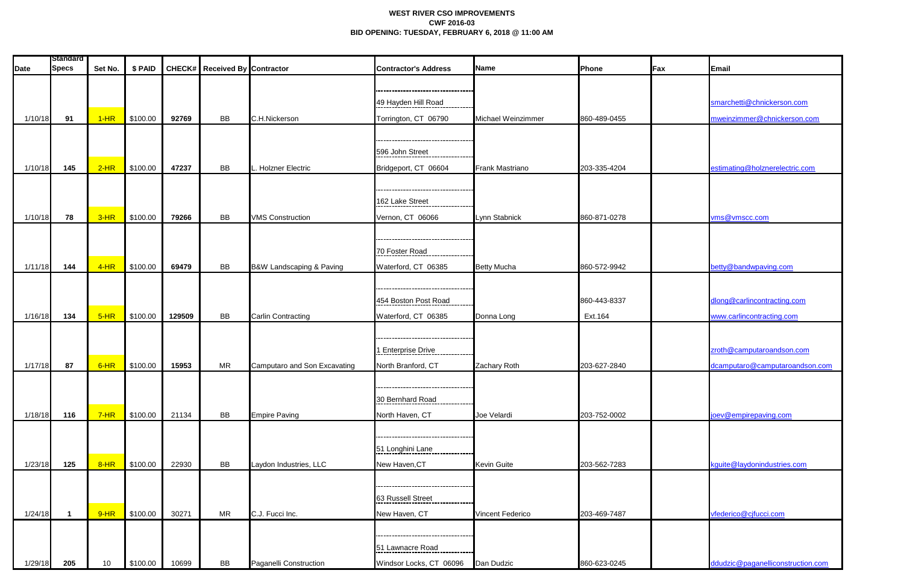**WEST RIVER CSO IMPROVEMENTS**
**CWF 2016-03**
**BID OPENING: TUESDAY, FEBRUARY 6, 2018 @ 11:00 AM**

| Date | Standard Specs | Set No. | $ PAID | CHECK# | Received By | Contractor | Contractor's Address | Name | Phone | Fax | Email |
|---|---|---|---|---|---|---|---|---|---|---|---|
| 1/10/18 | 91 | 1-HR | $100.00 | 92769 | BB | C.H.Nickerson | 49 Hayden Hill Road Torrington, CT 06790 | Michael Weinzimmer | 860-489-0455 | | smarchetti@chnickerson.com mweinzimmer@chnickerson.com |
| 1/10/18 | 145 | 2-HR | $100.00 | 47237 | BB | L. Holzner Electric | 596 John Street Bridgeport, CT 06604 | Frank Mastriano | 203-335-4204 | | estimating@holznerelectric.com |
| 1/10/18 | 78 | 3-HR | $100.00 | 79266 | BB | VMS Construction | 162 Lake Street Vernon, CT 06066 | Lynn Stabnick | 860-871-0278 | | vms@vmscc.com |
| 1/11/18 | 144 | 4-HR | $100.00 | 69479 | BB | B&W Landscaping & Paving | 70 Foster Road Waterford, CT 06385 | Betty Mucha | 860-572-9942 | | betty@bandwpaving.com |
| 1/16/18 | 134 | 5-HR | $100.00 | 129509 | BB | Carlin Contracting | 454 Boston Post Road Waterford, CT 06385 | Donna Long | 860-443-8337 Ext.164 | | dlong@carlincontracting.com www.carlincontracting.com |
| 1/17/18 | 87 | 6-HR | $100.00 | 15953 | MR | Camputaro and Son Excavating | 1 Enterprise Drive North Branford, CT | Zachary Roth | 203-627-2840 | | zroth@camputaroandson.com dcamputaro@camputaroandson.com |
| 1/18/18 | 116 | 7-HR | $100.00 | 21134 | BB | Empire Paving | 30 Bernhard Road North Haven, CT | Joe Velardi | 203-752-0002 | | joev@empirepaving.com |
| 1/23/18 | 125 | 8-HR | $100.00 | 22930 | BB | Laydon Industries, LLC | 51 Longhini Lane New Haven,CT | Kevin Guite | 203-562-7283 | | kguite@laydonindustries.com |
| 1/24/18 | 1 | 9-HR | $100.00 | 30271 | MR | C.J. Fucci Inc. | 63 Russell Street New Haven, CT | Vincent Federico | 203-469-7487 | | vfederico@cjfucci.com |
| 1/29/18 | 205 | 10 | $100.00 | 10699 | BB | Paganelli Construction | 51 Lawnacre Road Windsor Locks, CT 06096 | Dan Dudzic | 860-623-0245 | | ddudzic@paganelliconstruction.com |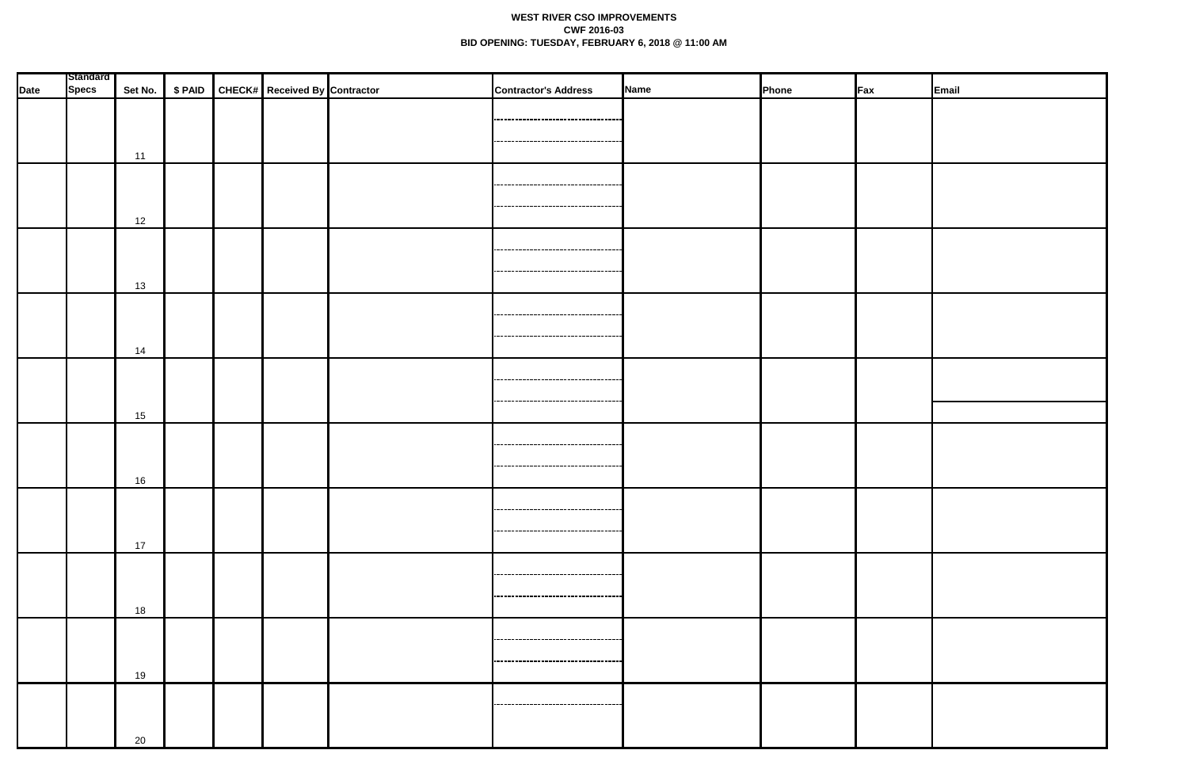**WEST RIVER CSO IMPROVEMENTS**
**CWF 2016-03**
**BID OPENING: TUESDAY, FEBRUARY 6, 2018 @ 11:00 AM**

| Date | Standard Specs | Set No. | $ PAID | CHECK# | Received By | Contractor | Contractor's Address | Name | Phone | Fax | Email |
|---|---|---|---|---|---|---|---|---|---|---|---|
| | | 11 | | | | | | | | | |
| | | 12 | | | | | | | | | |
| | | 13 | | | | | | | | | |
| | | 14 | | | | | | | | | |
| | | 15 | | | | | | | | | |
| | | 16 | | | | | | | | | |
| | | 17 | | | | | | | | | |
| | | 18 | | | | | | | | | |
| | | 19 | | | | | | | | | |
| | | 20 | | | | | | | | | |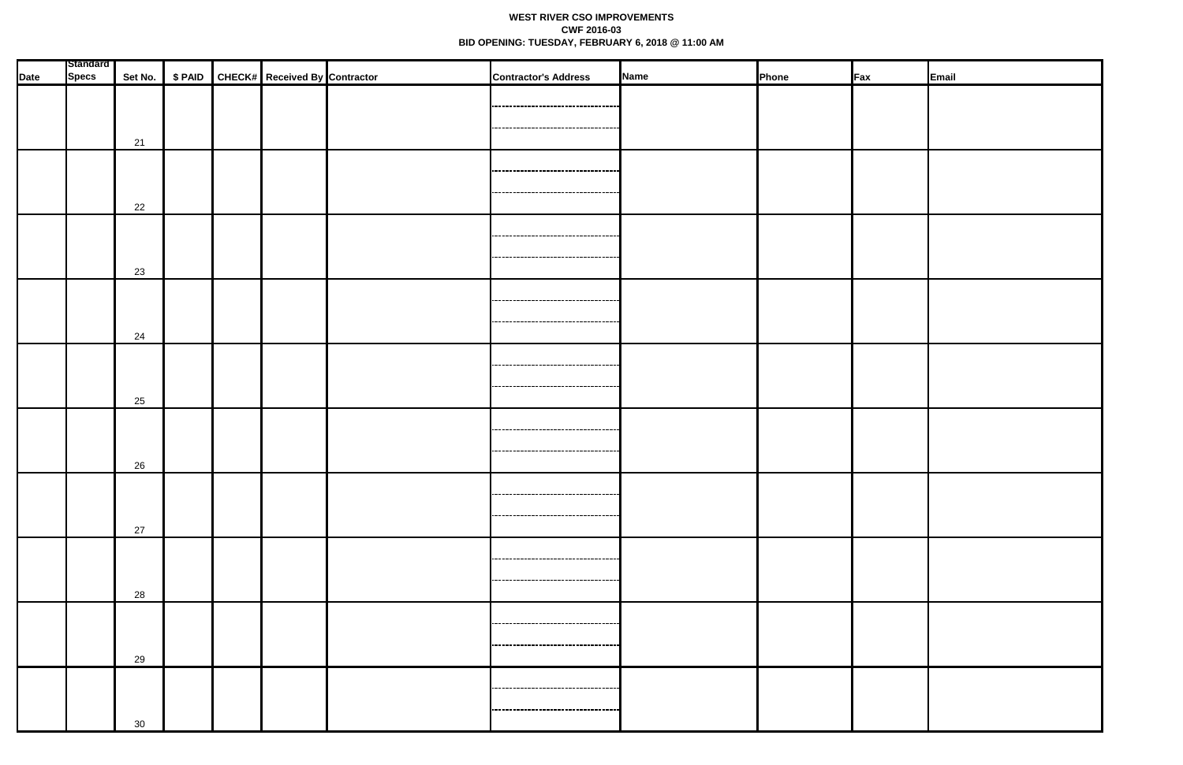**WEST RIVER CSO IMPROVEMENTS**
**CWF 2016-03**
**BID OPENING: TUESDAY, FEBRUARY 6, 2018 @ 11:00 AM**

| Date | Standard Specs | Set No. | $ PAID | CHECK# | Received By | Contractor | Contractor's Address | Name | Phone | Fax | Email |
|---|---|---|---|---|---|---|---|---|---|---|---|
| | | 21 | | | | | | | | | |
| | | 22 | | | | | | | | | |
| | | 23 | | | | | | | | | |
| | | 24 | | | | | | | | | |
| | | 25 | | | | | | | | | |
| | | 26 | | | | | | | | | |
| | | 27 | | | | | | | | | |
| | | 28 | | | | | | | | | |
| | | 29 | | | | | | | | | |
| | | 30 | | | | | | | | | |